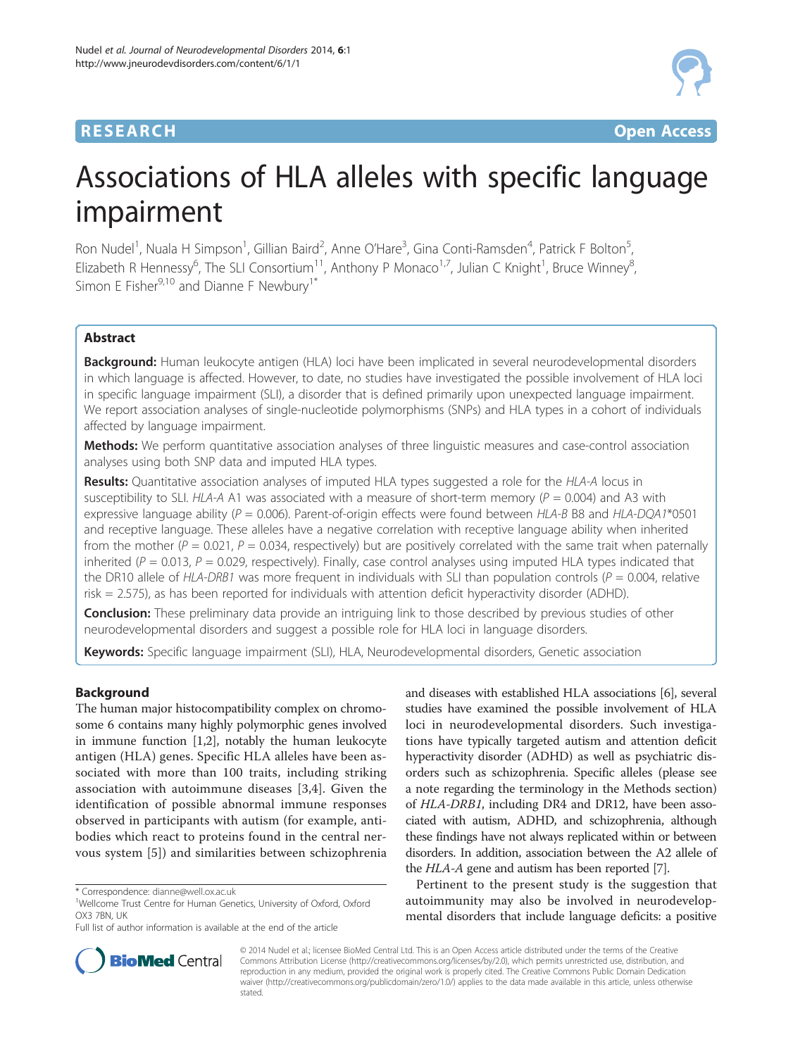**RESEARCH** **Open Access**

# Associations of HLA alleles with specific language impairment

Ron Nudel[1], Nuala H Simpson[1], Gillian Baird[2], Anne O'Hare[3], Gina Conti-Ramsden[4], Patrick F Bolton[5], Elizabeth R Hennessy[6], The SLI Consortium[11], Anthony P Monaco[1,7], Julian C Knight[1], Bruce Winney[8], Simon E Fisher[9,10] and Dianne F Newbury[1*]

## Abstract

**Background:** Human leukocyte antigen (HLA) loci have been implicated in several neurodevelopmental disorders in which language is affected. However, to date, no studies have investigated the possible involvement of HLA loci in specific language impairment (SLI), a disorder that is defined primarily upon unexpected language impairment. We report association analyses of single-nucleotide polymorphisms (SNPs) and HLA types in a cohort of individuals affected by language impairment.

**Methods:** We perform quantitative association analyses of three linguistic measures and case-control association analyses using both SNP data and imputed HLA types.

**Results:** Quantitative association analyses of imputed HLA types suggested a role for the *HLA-A* locus in susceptibility to SLI. *HLA-A* A1 was associated with a measure of short-term memory ($P = 0.004$) and A3 with expressive language ability ($P = 0.006$). Parent-of-origin effects were found between *HLA-B* B8 and *HLA-DQA1*\*0501 and receptive language. These alleles have a negative correlation with receptive language ability when inherited from the mother ($P = 0.021$, $P = 0.034$, respectively) but are positively correlated with the same trait when paternally inherited ($P = 0.013$, $P = 0.029$, respectively). Finally, case control analyses using imputed HLA types indicated that the DR10 allele of *HLA-DRB1* was more frequent in individuals with SLI than population controls ($P = 0.004$, relative risk = 2.575), as has been reported for individuals with attention deficit hyperactivity disorder (ADHD).

**Conclusion:** These preliminary data provide an intriguing link to those described by previous studies of other neurodevelopmental disorders and suggest a possible role for HLA loci in language disorders.

**Keywords:** Specific language impairment (SLI), HLA, Neurodevelopmental disorders, Genetic association

## Background

The human major histocompatibility complex on chromosome 6 contains many highly polymorphic genes involved in immune function [1,2], notably the human leukocyte antigen (HLA) genes. Specific HLA alleles have been associated with more than 100 traits, including striking association with autoimmune diseases [3,4]. Given the identification of possible abnormal immune responses observed in participants with autism (for example, antibodies which react to proteins found in the central nervous system [5]) and similarities between schizophrenia and diseases with established HLA associations [6], several studies have examined the possible involvement of HLA loci in neurodevelopmental disorders. Such investigations have typically targeted autism and attention deficit hyperactivity disorder (ADHD) as well as psychiatric disorders such as schizophrenia. Specific alleles (please see a note regarding the terminology in the Methods section) of *HLA-DRB1*, including DR4 and DR12, have been associated with autism, ADHD, and schizophrenia, although these findings have not always replicated within or between disorders. In addition, association between the A2 allele of the *HLA-A* gene and autism has been reported [7].

Pertinent to the present study is the suggestion that autoimmunity may also be involved in neurodevelopmental disorders that include language deficits: a positive

\* Correspondence: dianne@well.ox.ac.uk
[1]Wellcome Trust Centre for Human Genetics, University of Oxford, Oxford OX3 7BN, UK
Full list of author information is available at the end of the article

© 2014 Nudel et al.; licensee BioMed Central Ltd. This is an Open Access article distributed under the terms of the Creative Commons Attribution License (http://creativecommons.org/licenses/by/2.0), which permits unrestricted use, distribution, and reproduction in any medium, provided the original work is properly cited. The Creative Commons Public Domain Dedication waiver (http://creativecommons.org/publicdomain/zero/1.0/) applies to the data made available in this article, unless otherwise stated.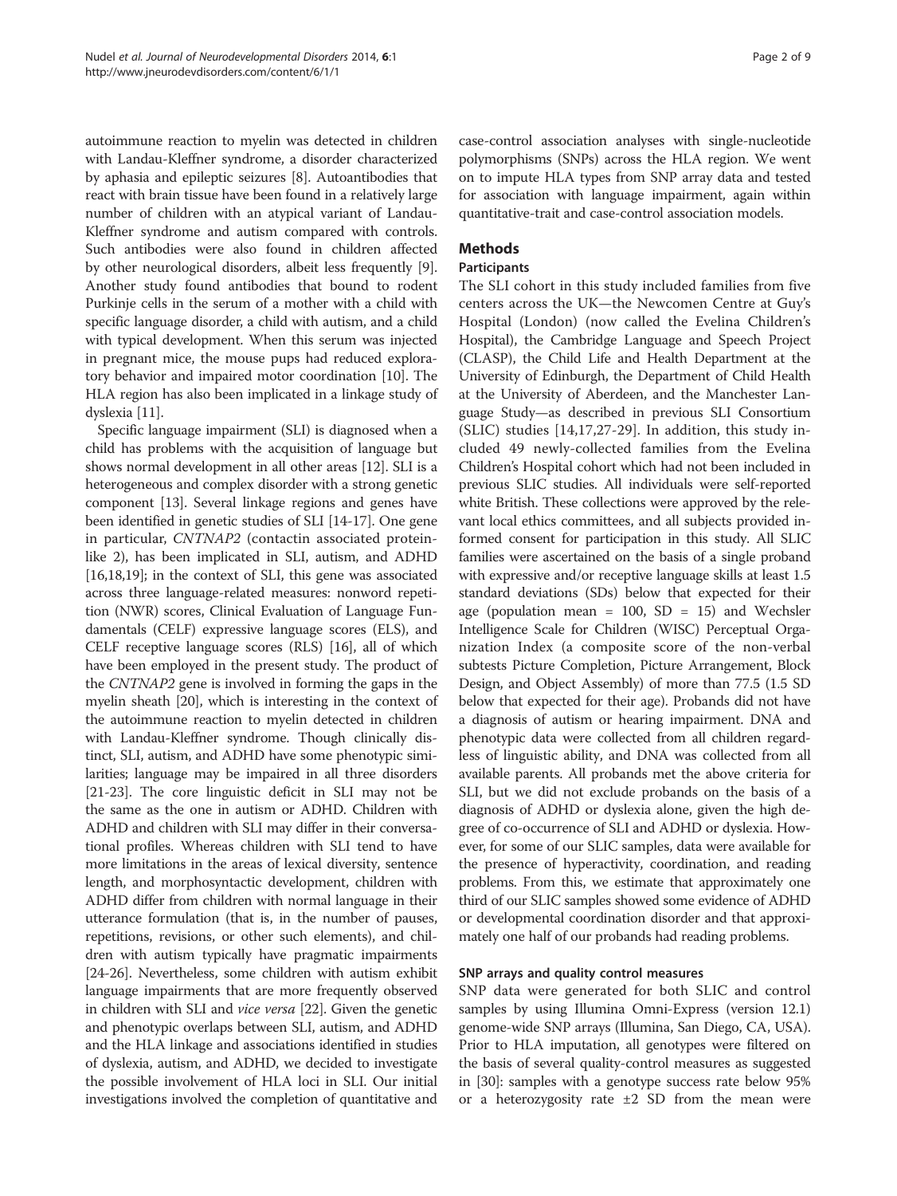autoimmune reaction to myelin was detected in children with Landau-Kleffner syndrome, a disorder characterized by aphasia and epileptic seizures [8]. Autoantibodies that react with brain tissue have been found in a relatively large number of children with an atypical variant of Landau-Kleffner syndrome and autism compared with controls. Such antibodies were also found in children affected by other neurological disorders, albeit less frequently [9]. Another study found antibodies that bound to rodent Purkinje cells in the serum of a mother with a child with specific language disorder, a child with autism, and a child with typical development. When this serum was injected in pregnant mice, the mouse pups had reduced exploratory behavior and impaired motor coordination [10]. The HLA region has also been implicated in a linkage study of dyslexia [11].

Specific language impairment (SLI) is diagnosed when a child has problems with the acquisition of language but shows normal development in all other areas [12]. SLI is a heterogeneous and complex disorder with a strong genetic component [13]. Several linkage regions and genes have been identified in genetic studies of SLI [14-17]. One gene in particular, *CNTNAP2* (contactin associated protein-like 2), has been implicated in SLI, autism, and ADHD [16,18,19]; in the context of SLI, this gene was associated across three language-related measures: nonword repetition (NWR) scores, Clinical Evaluation of Language Fundamentals (CELF) expressive language scores (ELS), and CELF receptive language scores (RLS) [16], all of which have been employed in the present study. The product of the *CNTNAP2* gene is involved in forming the gaps in the myelin sheath [20], which is interesting in the context of the autoimmune reaction to myelin detected in children with Landau-Kleffner syndrome. Though clinically distinct, SLI, autism, and ADHD have some phenotypic similarities; language may be impaired in all three disorders [21-23]. The core linguistic deficit in SLI may not be the same as the one in autism or ADHD. Children with ADHD and children with SLI may differ in their conversational profiles. Whereas children with SLI tend to have more limitations in the areas of lexical diversity, sentence length, and morphosyntactic development, children with ADHD differ from children with normal language in their utterance formulation (that is, in the number of pauses, repetitions, revisions, or other such elements), and children with autism typically have pragmatic impairments [24-26]. Nevertheless, some children with autism exhibit language impairments that are more frequently observed in children with SLI and *vice versa* [22]. Given the genetic and phenotypic overlaps between SLI, autism, and ADHD and the HLA linkage and associations identified in studies of dyslexia, autism, and ADHD, we decided to investigate the possible involvement of HLA loci in SLI. Our initial investigations involved the completion of quantitative and case-control association analyses with single-nucleotide polymorphisms (SNPs) across the HLA region. We went on to impute HLA types from SNP array data and tested for association with language impairment, again within quantitative-trait and case-control association models.

## Methods

### Participants

The SLI cohort in this study included families from five centers across the UK—the Newcomen Centre at Guy's Hospital (London) (now called the Evelina Children's Hospital), the Cambridge Language and Speech Project (CLASP), the Child Life and Health Department at the University of Edinburgh, the Department of Child Health at the University of Aberdeen, and the Manchester Language Study—as described in previous SLI Consortium (SLIC) studies [14,17,27-29]. In addition, this study included 49 newly-collected families from the Evelina Children's Hospital cohort which had not been included in previous SLIC studies. All individuals were self-reported white British. These collections were approved by the relevant local ethics committees, and all subjects provided informed consent for participation in this study. All SLIC families were ascertained on the basis of a single proband with expressive and/or receptive language skills at least 1.5 standard deviations (SDs) below that expected for their age (population mean = 100, SD = 15) and Wechsler Intelligence Scale for Children (WISC) Perceptual Organization Index (a composite score of the non-verbal subtests Picture Completion, Picture Arrangement, Block Design, and Object Assembly) of more than 77.5 (1.5 SD below that expected for their age). Probands did not have a diagnosis of autism or hearing impairment. DNA and phenotypic data were collected from all children regardless of linguistic ability, and DNA was collected from all available parents. All probands met the above criteria for SLI, but we did not exclude probands on the basis of a diagnosis of ADHD or dyslexia alone, given the high degree of co-occurrence of SLI and ADHD or dyslexia. However, for some of our SLIC samples, data were available for the presence of hyperactivity, coordination, and reading problems. From this, we estimate that approximately one third of our SLIC samples showed some evidence of ADHD or developmental coordination disorder and that approximately one half of our probands had reading problems.

### SNP arrays and quality control measures

SNP data were generated for both SLIC and control samples by using Illumina Omni-Express (version 12.1) genome-wide SNP arrays (Illumina, San Diego, CA, USA). Prior to HLA imputation, all genotypes were filtered on the basis of several quality-control measures as suggested in [30]: samples with a genotype success rate below 95% or a heterozygosity rate ±2 SD from the mean were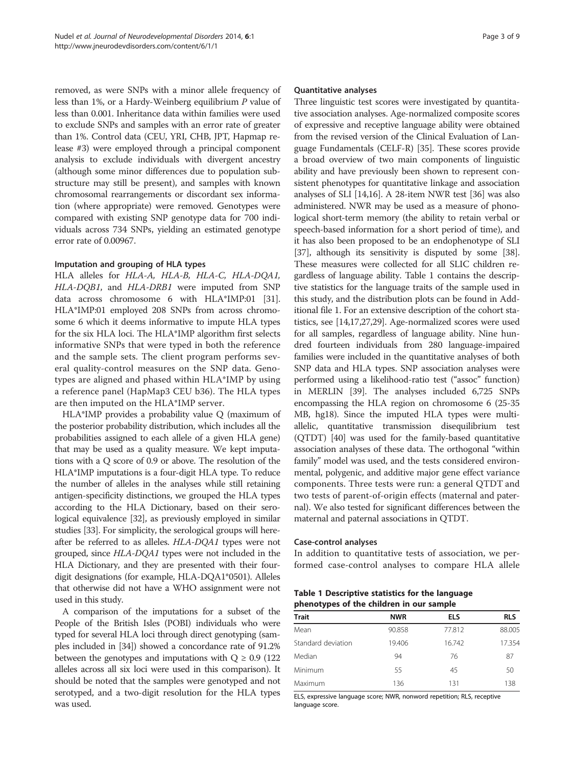removed, as were SNPs with a minor allele frequency of less than 1%, or a Hardy-Weinberg equilibrium *P* value of less than 0.001. Inheritance data within families were used to exclude SNPs and samples with an error rate of greater than 1%. Control data (CEU, YRI, CHB, JPT, Hapmap release #3) were employed through a principal component analysis to exclude individuals with divergent ancestry (although some minor differences due to population substructure may still be present), and samples with known chromosomal rearrangements or discordant sex information (where appropriate) were removed. Genotypes were compared with existing SNP genotype data for 700 individuals across 734 SNPs, yielding an estimated genotype error rate of 0.00967.

#### Imputation and grouping of HLA types

HLA alleles for *HLA-A, HLA-B, HLA-C, HLA-DQA1, HLA-DQB1*, and *HLA-DRB1* were imputed from SNP data across chromosome 6 with HLA*IMP:01 [31]. HLA*IMP:01 employed 208 SNPs from across chromosome 6 which it deems informative to impute HLA types for the six HLA loci. The HLA*IMP algorithm first selects informative SNPs that were typed in both the reference and the sample sets. The client program performs several quality-control measures on the SNP data. Genotypes are aligned and phased within HLA*IMP by using a reference panel (HapMap3 CEU b36). The HLA types are then imputed on the HLA*IMP server.

HLA*IMP provides a probability value Q (maximum of the posterior probability distribution, which includes all the probabilities assigned to each allele of a given HLA gene) that may be used as a quality measure. We kept imputations with a Q score of 0.9 or above. The resolution of the HLA*IMP imputations is a four-digit HLA type. To reduce the number of alleles in the analyses while still retaining antigen-specificity distinctions, we grouped the HLA types according to the HLA Dictionary, based on their serological equivalence [32], as previously employed in similar studies [33]. For simplicity, the serological groups will hereafter be referred to as alleles. *HLA-DQA1* types were not grouped, since *HLA-DQA1* types were not included in the HLA Dictionary, and they are presented with their four-digit designations (for example, HLA-DQA1*0501). Alleles that otherwise did not have a WHO assignment were not used in this study.

A comparison of the imputations for a subset of the People of the British Isles (POBI) individuals who were typed for several HLA loci through direct genotyping (samples included in [34]) showed a concordance rate of 91.2% between the genotypes and imputations with $Q \geq 0.9$ (122 alleles across all six loci were used in this comparison). It should be noted that the samples were genotyped and not serotyped, and a two-digit resolution for the HLA types was used.

#### Quantitative analyses

Three linguistic test scores were investigated by quantitative association analyses. Age-normalized composite scores of expressive and receptive language ability were obtained from the revised version of the Clinical Evaluation of Language Fundamentals (CELF-R) [35]. These scores provide a broad overview of two main components of linguistic ability and have previously been shown to represent consistent phenotypes for quantitative linkage and association analyses of SLI [14,16]. A 28-item NWR test [36] was also administered. NWR may be used as a measure of phonological short-term memory (the ability to retain verbal or speech-based information for a short period of time), and it has also been proposed to be an endophenotype of SLI [37], although its sensitivity is disputed by some [38]. These measures were collected for all SLIC children regardless of language ability. Table 1 contains the descriptive statistics for the language traits of the sample used in this study, and the distribution plots can be found in Additional file 1. For an extensive description of the cohort statistics, see [14,17,27,29]. Age-normalized scores were used for all samples, regardless of language ability. Nine hundred fourteen individuals from 280 language-impaired families were included in the quantitative analyses of both SNP data and HLA types. SNP association analyses were performed using a likelihood-ratio test ("assoc" function) in MERLIN [39]. The analyses included 6,725 SNPs encompassing the HLA region on chromosome 6 (25-35 MB, hg18). Since the imputed HLA types were multi-allelic, quantitative transmission disequilibrium test (QTDT) [40] was used for the family-based quantitative association analyses of these data. The orthogonal "within family" model was used, and the tests considered environmental, polygenic, and additive major gene effect variance components. Three tests were run: a general QTDT and two tests of parent-of-origin effects (maternal and paternal). We also tested for significant differences between the maternal and paternal associations in QTDT.

#### Case-control analyses

In addition to quantitative tests of association, we performed case-control analyses to compare HLA allele

**Table 1 Descriptive statistics for the language phenotypes of the children in our sample**

| Trait | NWR | ELS | RLS |
|---|---|---|---|
| Mean | 90.858 | 77.812 | 88.005 |
| Standard deviation | 19.406 | 16.742 | 17.354 |
| Median | 94 | 76 | 87 |
| Minimum | 55 | 45 | 50 |
| Maximum | 136 | 131 | 138 |

ELS, expressive language score; NWR, nonword repetition; RLS, receptive language score.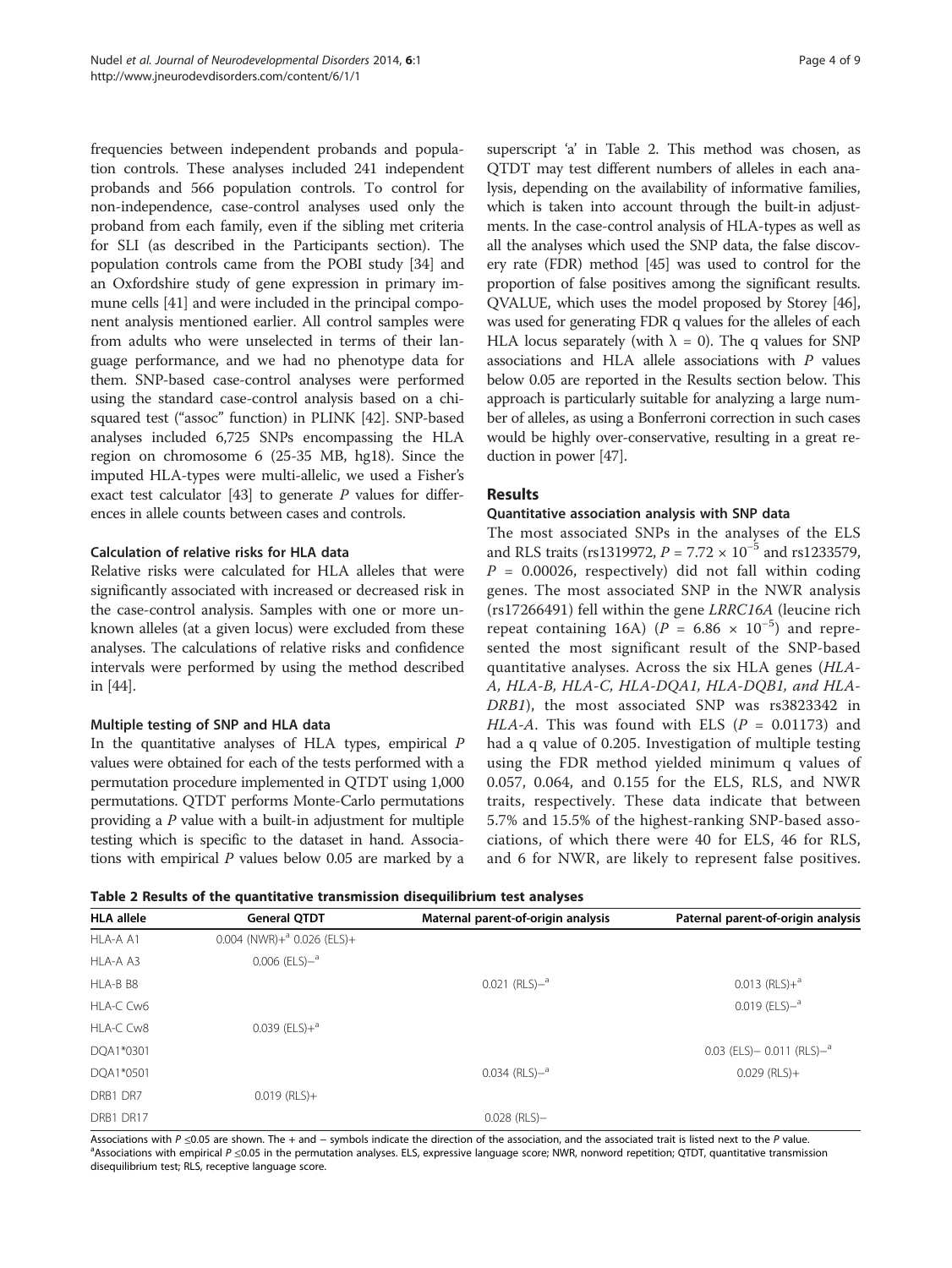frequencies between independent probands and population controls. These analyses included 241 independent probands and 566 population controls. To control for non-independence, case-control analyses used only the proband from each family, even if the sibling met criteria for SLI (as described in the Participants section). The population controls came from the POBI study [34] and an Oxfordshire study of gene expression in primary immune cells [41] and were included in the principal component analysis mentioned earlier. All control samples were from adults who were unselected in terms of their language performance, and we had no phenotype data for them. SNP-based case-control analyses were performed using the standard case-control analysis based on a chi-squared test ("assoc" function) in PLINK [42]. SNP-based analyses included 6,725 SNPs encompassing the HLA region on chromosome 6 (25-35 MB, hg18). Since the imputed HLA-types were multi-allelic, we used a Fisher's exact test calculator [43] to generate $P$ values for differences in allele counts between cases and controls.

### Calculation of relative risks for HLA data

Relative risks were calculated for HLA alleles that were significantly associated with increased or decreased risk in the case-control analysis. Samples with one or more unknown alleles (at a given locus) were excluded from these analyses. The calculations of relative risks and confidence intervals were performed by using the method described in [44].

### Multiple testing of SNP and HLA data

In the quantitative analyses of HLA types, empirical $P$ values were obtained for each of the tests performed with a permutation procedure implemented in QTDT using 1,000 permutations. QTDT performs Monte-Carlo permutations providing a $P$ value with a built-in adjustment for multiple testing which is specific to the dataset in hand. Associations with empirical $P$ values below 0.05 are marked by a superscript 'a' in Table 2. This method was chosen, as QTDT may test different numbers of alleles in each analysis, depending on the availability of informative families, which is taken into account through the built-in adjustments. In the case-control analysis of HLA-types as well as all the analyses which used the SNP data, the false discovery rate (FDR) method [45] was used to control for the proportion of false positives among the significant results. QVALUE, which uses the model proposed by Storey [46], was used for generating FDR q values for the alleles of each HLA locus separately (with $\lambda = 0$). The q values for SNP associations and HLA allele associations with $P$ values below 0.05 are reported in the Results section below. This approach is particularly suitable for analyzing a large number of alleles, as using a Bonferroni correction in such cases would be highly over-conservative, resulting in a great reduction in power [47].

## Results

### Quantitative association analysis with SNP data

The most associated SNPs in the analyses of the ELS and RLS traits (rs1319972, $P = 7.72 \times 10^{-5}$ and rs1233579, $P = 0.00026$, respectively) did not fall within coding genes. The most associated SNP in the NWR analysis (rs17266491) fell within the gene *LRRC16A* (leucine rich repeat containing 16A) ($P = 6.86 \times 10^{-5}$) and represented the most significant result of the SNP-based quantitative analyses. Across the six HLA genes (*HLA-A, HLA-B, HLA-C, HLA-DQA1, HLA-DQB1, and HLA-DRB1*), the most associated SNP was rs3823342 in *HLA-A*. This was found with ELS ($P = 0.01173$) and had a q value of 0.205. Investigation of multiple testing using the FDR method yielded minimum q values of 0.057, 0.064, and 0.155 for the ELS, RLS, and NWR traits, respectively. These data indicate that between 5.7% and 15.5% of the highest-ranking SNP-based associations, of which there were 40 for ELS, 46 for RLS, and 6 for NWR, are likely to represent false positives.

**Table 2 Results of the quantitative transmission disequilibrium test analyses**

| HLA allele | General QTDT | Maternal parent-of-origin analysis | Paternal parent-of-origin analysis |
|---|---|---|---|
| HLA-A A1 | 0.004 (NWR)+[a] 0.026 (ELS)+ | | |
| HLA-A A3 | 0.006 (ELS)−[a] | | |
| HLA-B B8 | | 0.021 (RLS)−[a] | 0.013 (RLS)+[a] |
| HLA-C Cw6 | | | 0.019 (ELS)−[a] |
| HLA-C Cw8 | 0.039 (ELS)+[a] | | |
| DQA1*0301 | | | 0.03 (ELS)− 0.011 (RLS)−[a] |
| DQA1*0501 | | 0.034 (RLS)−[a] | 0.029 (RLS)+ |
| DRB1 DR7 | 0.019 (RLS)+ | | |
| DRB1 DR17 | | 0.028 (RLS)− | |

Associations with $P \leq 0.05$ are shown. The + and − symbols indicate the direction of the association, and the associated trait is listed next to the $P$ value.
[a]Associations with empirical $P \leq 0.05$ in the permutation analyses. ELS, expressive language score; NWR, nonword repetition; QTDT, quantitative transmission disequilibrium test; RLS, receptive language score.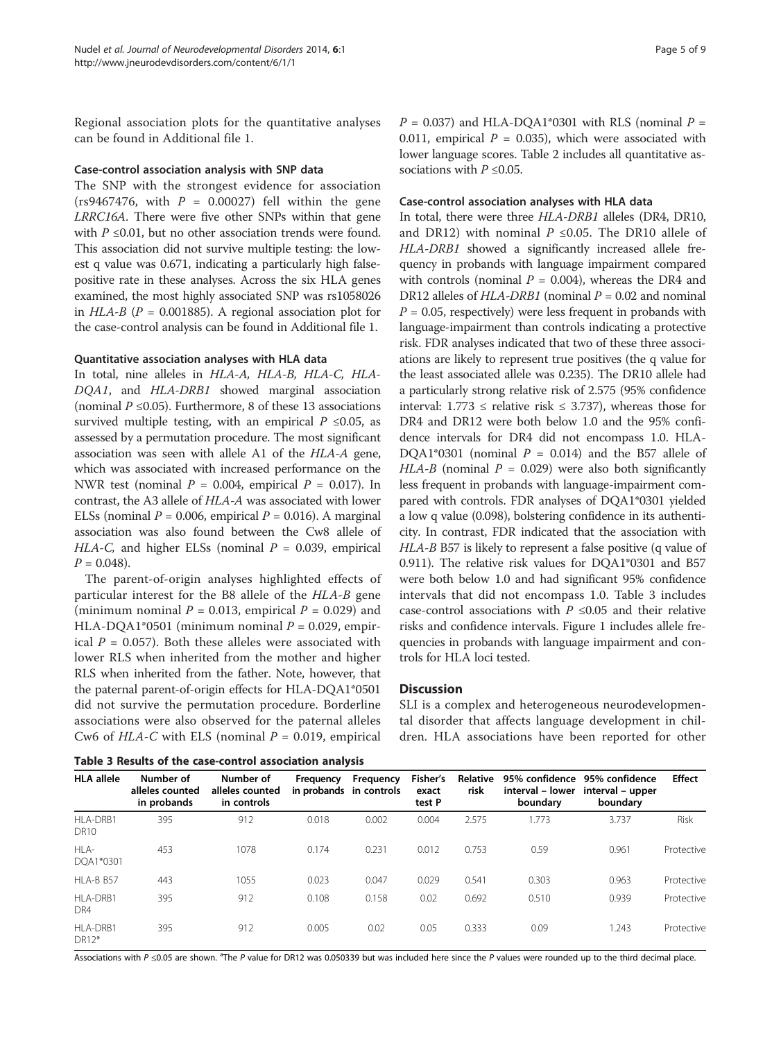Regional association plots for the quantitative analyses can be found in Additional file 1.

### Case-control association analysis with SNP data

The SNP with the strongest evidence for association (rs9467476, with $P = 0.00027$) fell within the gene *LRRC16A*. There were five other SNPs within that gene with $P \leq 0.01$, but no other association trends were found. This association did not survive multiple testing: the lowest q value was 0.671, indicating a particularly high false-positive rate in these analyses. Across the six HLA genes examined, the most highly associated SNP was rs1058026 in *HLA-B* ($P = 0.001885$). A regional association plot for the case-control analysis can be found in Additional file 1.

### Quantitative association analyses with HLA data

In total, nine alleles in *HLA-A, HLA-B, HLA-C, HLA-DQA1*, and *HLA-DRB1* showed marginal association (nominal $P \leq 0.05$). Furthermore, 8 of these 13 associations survived multiple testing, with an empirical $P \leq 0.05$, as assessed by a permutation procedure. The most significant association was seen with allele A1 of the *HLA-A* gene, which was associated with increased performance on the NWR test (nominal $P = 0.004$, empirical $P = 0.017$). In contrast, the A3 allele of *HLA-A* was associated with lower ELSs (nominal $P = 0.006$, empirical $P = 0.016$). A marginal association was also found between the Cw8 allele of *HLA-C*, and higher ELSs (nominal $P = 0.039$, empirical $P = 0.048$).

The parent-of-origin analyses highlighted effects of particular interest for the B8 allele of the *HLA-B* gene (minimum nominal $P = 0.013$, empirical $P = 0.029$) and HLA-DQA1*0501 (minimum nominal $P = 0.029$, empirical $P = 0.057$). Both these alleles were associated with lower RLS when inherited from the mother and higher RLS when inherited from the father. Note, however, that the paternal parent-of-origin effects for HLA-DQA1*0501 did not survive the permutation procedure. Borderline associations were also observed for the paternal alleles Cw6 of *HLA-C* with ELS (nominal $P = 0.019$, empirical $P = 0.037$) and HLA-DQA1*0301 with RLS (nominal $P = 0.011$, empirical $P = 0.035$), which were associated with lower language scores. Table 2 includes all quantitative associations with $P \leq 0.05$.

### Case-control association analyses with HLA data

In total, there were three *HLA-DRB1* alleles (DR4, DR10, and DR12) with nominal $P \leq 0.05$. The DR10 allele of *HLA-DRB1* showed a significantly increased allele frequency in probands with language impairment compared with controls (nominal $P = 0.004$), whereas the DR4 and DR12 alleles of *HLA-DRB1* (nominal $P = 0.02$ and nominal $P = 0.05$, respectively) were less frequent in probands with language-impairment than controls indicating a protective risk. FDR analyses indicated that two of these three associations are likely to represent true positives (the q value for the least associated allele was 0.235). The DR10 allele had a particularly strong relative risk of 2.575 (95% confidence interval: $1.773 \leq$ relative risk $\leq 3.737$), whereas those for DR4 and DR12 were both below 1.0 and the 95% confidence intervals for DR4 did not encompass 1.0. HLA-DQA1*0301 (nominal $P = 0.014$) and the B57 allele of *HLA-B* (nominal $P = 0.029$) were also both significantly less frequent in probands with language-impairment compared with controls. FDR analyses of DQA1*0301 yielded a low q value (0.098), bolstering confidence in its authenticity. In contrast, FDR indicated that the association with *HLA-B* B57 is likely to represent a false positive (q value of 0.911). The relative risk values for DQA1*0301 and B57 were both below 1.0 and had significant 95% confidence intervals that did not encompass 1.0. Table 3 includes case-control associations with $P \leq 0.05$ and their relative risks and confidence intervals. Figure 1 includes allele frequencies in probands with language impairment and controls for HLA loci tested.

## Discussion

SLI is a complex and heterogeneous neurodevelopmental disorder that affects language development in children. HLA associations have been reported for other

**Table 3 Results of the case-control association analysis**

| HLA allele | Number of alleles counted in probands | Number of alleles counted in controls | Frequency in probands | Frequency in controls | Fisher's exact test P | Relative risk | 95% confidence interval – lower boundary | 95% confidence interval – upper boundary | Effect |
|---|---|---|---|---|---|---|---|---|---|
| HLA-DRB1 DR10 | 395 | 912 | 0.018 | 0.002 | 0.004 | 2.575 | 1.773 | 3.737 | Risk |
| HLA-DQA1*0301 | 453 | 1078 | 0.174 | 0.231 | 0.012 | 0.753 | 0.59 | 0.961 | Protective |
| HLA-B B57 | 443 | 1055 | 0.023 | 0.047 | 0.029 | 0.541 | 0.303 | 0.963 | Protective |
| HLA-DRB1 DR4 | 395 | 912 | 0.108 | 0.158 | 0.02 | 0.692 | 0.510 | 0.939 | Protective |
| HLA-DRB1 DR12* | 395 | 912 | 0.005 | 0.02 | 0.05 | 0.333 | 0.09 | 1.243 | Protective |

Associations with $P \leq 0.05$ are shown. [a]The $P$ value for DR12 was 0.050339 but was included here since the $P$ values were rounded up to the third decimal place.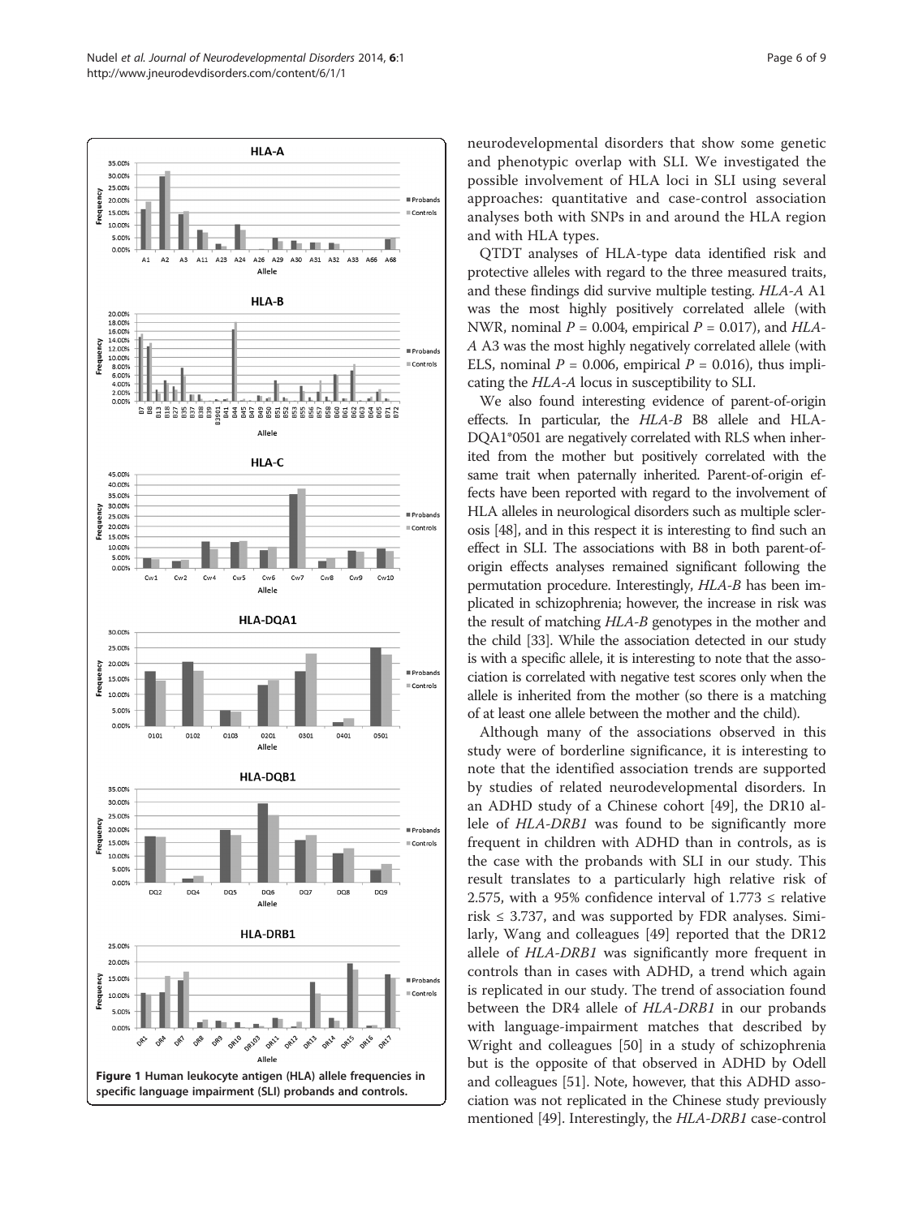Figure 1 Human leukocyte antigen (HLA) allele frequencies in specific language impairment (SLI) probands and controls.

neurodevelopmental disorders that show some genetic and phenotypic overlap with SLI. We investigated the possible involvement of HLA loci in SLI using several approaches: quantitative and case-control association analyses both with SNPs in and around the HLA region and with HLA types.

QTDT analyses of HLA-type data identified risk and protective alleles with regard to the three measured traits, and these findings did survive multiple testing. *HLA-A* A1 was the most highly positively correlated allele (with NWR, nominal $P = 0.004$, empirical $P = 0.017$), and *HLA-A* A3 was the most highly negatively correlated allele (with ELS, nominal $P = 0.006$, empirical $P = 0.016$), thus implicating the *HLA-A* locus in susceptibility to SLI.

We also found interesting evidence of parent-of-origin effects. In particular, the *HLA-B* B8 allele and HLA-DQA1*0501 are negatively correlated with RLS when inherited from the mother but positively correlated with the same trait when paternally inherited. Parent-of-origin effects have been reported with regard to the involvement of HLA alleles in neurological disorders such as multiple sclerosis [48], and in this respect it is interesting to find such an effect in SLI. The associations with B8 in both parent-of-origin effects analyses remained significant following the permutation procedure. Interestingly, *HLA-B* has been implicated in schizophrenia; however, the increase in risk was the result of matching *HLA-B* genotypes in the mother and the child [33]. While the association detected in our study is with a specific allele, it is interesting to note that the association is correlated with negative test scores only when the allele is inherited from the mother (so there is a matching of at least one allele between the mother and the child).

Although many of the associations observed in this study were of borderline significance, it is interesting to note that the identified association trends are supported by studies of related neurodevelopmental disorders. In an ADHD study of a Chinese cohort [49], the DR10 allele of *HLA-DRB1* was found to be significantly more frequent in children with ADHD than in controls, as is the case with the probands with SLI in our study. This result translates to a particularly high relative risk of 2.575, with a 95% confidence interval of $1.773 \leq$ relative risk $\leq 3.737$, and was supported by FDR analyses. Similarly, Wang and colleagues [49] reported that the DR12 allele of *HLA-DRB1* was significantly more frequent in controls than in cases with ADHD, a trend which again is replicated in our study. The trend of association found between the DR4 allele of *HLA-DRB1* in our probands with language-impairment matches that described by Wright and colleagues [50] in a study of schizophrenia but is the opposite of that observed in ADHD by Odell and colleagues [51]. Note, however, that this ADHD association was not replicated in the Chinese study previously mentioned [49]. Interestingly, the *HLA-DRB1* case-control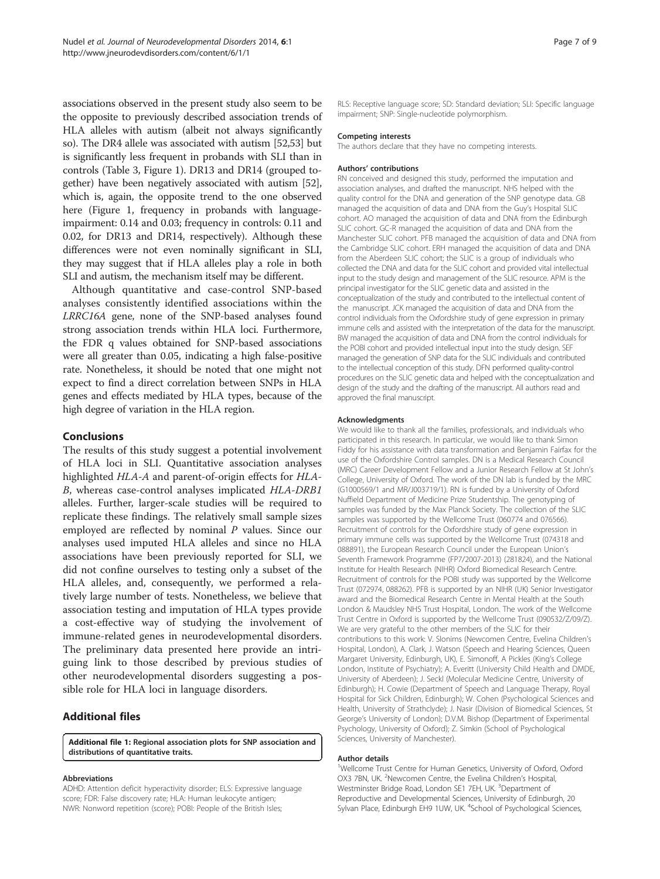associations observed in the present study also seem to be the opposite to previously described association trends of HLA alleles with autism (albeit not always significantly so). The DR4 allele was associated with autism [52,53] but is significantly less frequent in probands with SLI than in controls (Table 3, Figure 1). DR13 and DR14 (grouped together) have been negatively associated with autism [52], which is, again, the opposite trend to the one observed here (Figure 1, frequency in probands with language-impairment: 0.14 and 0.03; frequency in controls: 0.11 and 0.02, for DR13 and DR14, respectively). Although these differences were not even nominally significant in SLI, they may suggest that if HLA alleles play a role in both SLI and autism, the mechanism itself may be different.

Although quantitative and case-control SNP-based analyses consistently identified associations within the *LRRC16A* gene, none of the SNP-based analyses found strong association trends within HLA loci. Furthermore, the FDR q values obtained for SNP-based associations were all greater than 0.05, indicating a high false-positive rate. Nonetheless, it should be noted that one might not expect to find a direct correlation between SNPs in HLA genes and effects mediated by HLA types, because of the high degree of variation in the HLA region.

## Conclusions

The results of this study suggest a potential involvement of HLA loci in SLI. Quantitative association analyses highlighted *HLA-A* and parent-of-origin effects for *HLA-B*, whereas case-control analyses implicated *HLA-DRB1* alleles. Further, larger-scale studies will be required to replicate these findings. The relatively small sample sizes employed are reflected by nominal *P* values. Since our analyses used imputed HLA alleles and since no HLA associations have been previously reported for SLI, we did not confine ourselves to testing only a subset of the HLA alleles, and, consequently, we performed a relatively large number of tests. Nonetheless, we believe that association testing and imputation of HLA types provide a cost-effective way of studying the involvement of immune-related genes in neurodevelopmental disorders. The preliminary data presented here provide an intriguing link to those described by previous studies of other neurodevelopmental disorders suggesting a possible role for HLA loci in language disorders.

## Additional files

**Additional file 1: Regional association plots for SNP association and distributions of quantitative traits.**

#### Abbreviations

ADHD: Attention deficit hyperactivity disorder; ELS: Expressive language score; FDR: False discovery rate; HLA: Human leukocyte antigen; NWR: Nonword repetition (score); POBI: People of the British Isles; RLS: Receptive language score; SD: Standard deviation; SLI: Specific language impairment; SNP: Single-nucleotide polymorphism.

#### Competing interests

The authors declare that they have no competing interests.

#### Authors' contributions

RN conceived and designed this study, performed the imputation and association analyses, and drafted the manuscript. NHS helped with the quality control for the DNA and generation of the SNP genotype data. GB managed the acquisition of data and DNA from the Guy's Hospital SLIC cohort. AO managed the acquisition of data and DNA from the Edinburgh SLIC cohort. GC-R managed the acquisition of data and DNA from the Manchester SLIC cohort. PFB managed the acquisition of data and DNA from the Cambridge SLIC cohort. ERH managed the acquisition of data and DNA from the Aberdeen SLIC cohort; the SLIC is a group of individuals who collected the DNA and data for the SLIC cohort and provided vital intellectual input to the study design and management of the SLIC resource. APM is the principal investigator for the SLIC genetic data and assisted in the conceptualization of the study and contributed to the intellectual content of the manuscript. JCK managed the acquisition of data and DNA from the control individuals from the Oxfordshire study of gene expression in primary immune cells and assisted with the interpretation of the data for the manuscript. BW managed the acquisition of data and DNA from the control individuals for the POBI cohort and provided intellectual input into the study design. SEF managed the generation of SNP data for the SLIC individuals and contributed to the intellectual conception of this study. DFN performed quality-control procedures on the SLIC genetic data and helped with the conceptualization and design of the study and the drafting of the manuscript. All authors read and approved the final manuscript.

#### Acknowledgments

We would like to thank all the families, professionals, and individuals who participated in this research. In particular, we would like to thank Simon Fiddy for his assistance with data transformation and Benjamin Fairfax for the use of the Oxfordshire Control samples. DN is a Medical Research Council (MRC) Career Development Fellow and a Junior Research Fellow at St John's College, University of Oxford. The work of the DN lab is funded by the MRC (G1000569/1 and MR/J003719/1). RN is funded by a University of Oxford Nuffield Department of Medicine Prize Studentship. The genotyping of samples was funded by the Max Planck Society. The collection of the SLIC samples was supported by the Wellcome Trust (060774 and 076566). Recruitment of controls for the Oxfordshire study of gene expression in primary immune cells was supported by the Wellcome Trust (074318 and 088891), the European Research Council under the European Union's Seventh Framework Programme (FP7/2007-2013) (281824), and the National Institute for Health Research (NIHR) Oxford Biomedical Research Centre. Recruitment of controls for the POBI study was supported by the Wellcome Trust (072974, 088262). PFB is supported by an NIHR (UK) Senior Investigator award and the Biomedical Research Centre in Mental Health at the South London & Maudsley NHS Trust Hospital, London. The work of the Wellcome Trust Centre in Oxford is supported by the Wellcome Trust (090532/Z/09/Z). We are very grateful to the other members of the SLIC for their contributions to this work: V. Slonims (Newcomen Centre, Evelina Children's Hospital, London), A. Clark, J. Watson (Speech and Hearing Sciences, Queen Margaret University, Edinburgh, UK), E. Simonoff, A Pickles (King's College London, Institute of Psychiatry); A. Everitt (University Child Health and DMDE, University of Aberdeen); J. Seckl (Molecular Medicine Centre, University of Edinburgh); H. Cowie (Department of Speech and Language Therapy, Royal Hospital for Sick Children, Edinburgh); W. Cohen (Psychological Sciences and Health, University of Strathclyde); J. Nasir (Division of Biomedical Sciences, St George's University of London); D.V.M. Bishop (Department of Experimental Psychology, University of Oxford); Z. Simkin (School of Psychological Sciences, University of Manchester).

#### Author details

[1]Wellcome Trust Centre for Human Genetics, University of Oxford, Oxford OX3 7BN, UK. [2]Newcomen Centre, the Evelina Children's Hospital, Westminster Bridge Road, London SE1 7EH, UK. [3]Department of Reproductive and Developmental Sciences, University of Edinburgh, 20 Sylvan Place, Edinburgh EH9 1UW, UK. [4]School of Psychological Sciences,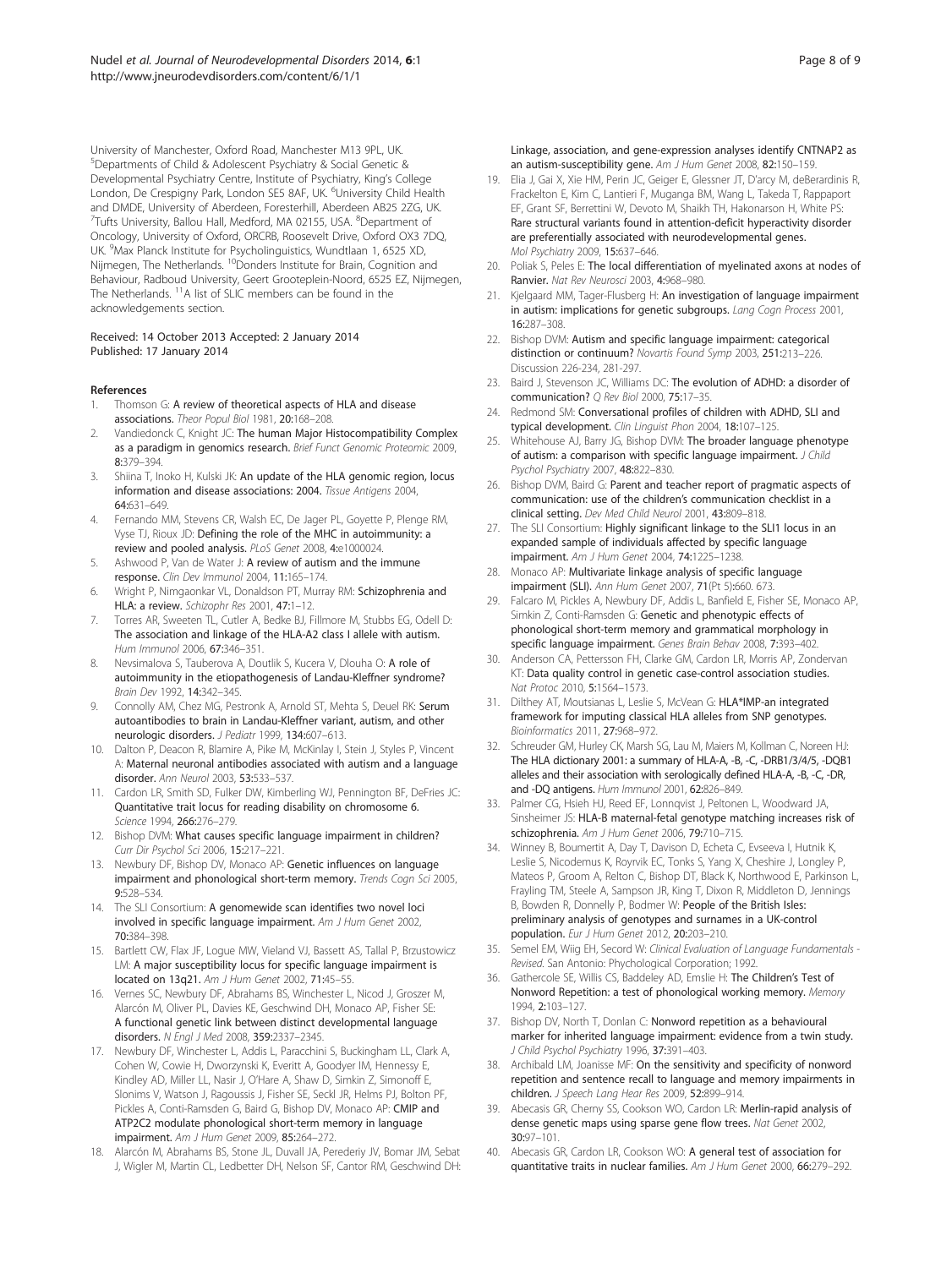University of Manchester, Oxford Road, Manchester M13 9PL, UK. [5]Departments of Child & Adolescent Psychiatry & Social Genetic & Developmental Psychiatry Centre, Institute of Psychiatry, King's College London, De Crespigny Park, London SE5 8AF, UK. [6]University Child Health and DMDE, University of Aberdeen, Foresterhill, Aberdeen AB25 2ZG, UK. [7]Tufts University, Ballou Hall, Medford, MA 02155, USA. [8]Department of Oncology, University of Oxford, ORCRB, Roosevelt Drive, Oxford OX3 7DQ, UK. [9]Max Planck Institute for Psycholinguistics, Wundtlaan 1, 6525 XD, Nijmegen, The Netherlands. [10]Donders Institute for Brain, Cognition and Behaviour, Radboud University, Geert Grooteplein-Noord, 6525 EZ, Nijmegen, The Netherlands. [11]A list of SLIC members can be found in the acknowledgements section.

Received: 14 October 2013 Accepted: 2 January 2014
Published: 17 January 2014

## References

1. Thomson G: **A review of theoretical aspects of HLA and disease associations.** *Theor Popul Biol* 1981, **20:**168–208.
2. Vandiedonck C, Knight JC: **The human Major Histocompatibility Complex as a paradigm in genomics research.** *Brief Funct Genomic Proteomic* 2009, **8:**379–394.
3. Shiina T, Inoko H, Kulski JK: **An update of the HLA genomic region, locus information and disease associations: 2004.** *Tissue Antigens* 2004, **64:**631–649.
4. Fernando MM, Stevens CR, Walsh EC, De Jager PL, Goyette P, Plenge RM, Vyse TJ, Rioux JD: **Defining the role of the MHC in autoimmunity: a review and pooled analysis.** *PLoS Genet* 2008, **4:**e1000024.
5. Ashwood P, Van de Water J: **A review of autism and the immune response.** *Clin Dev Immunol* 2004, **11:**165–174.
6. Wright P, Nimgaonkar VL, Donaldson PT, Murray RM: **Schizophrenia and HLA: a review.** *Schizophr Res* 2001, **47:**1–12.
7. Torres AR, Sweeten TL, Cutler A, Bedke BJ, Fillmore M, Stubbs EG, Odell D: **The association and linkage of the HLA-A2 class I allele with autism.** *Hum Immunol* 2006, **67:**346–351.
8. Nevsimalova S, Tauberova A, Doutlik S, Kucera V, Dlouha O: **A role of autoimmunity in the etiopathogenesis of Landau-Kleffner syndrome?** *Brain Dev* 1992, **14:**342–345.
9. Connolly AM, Chez MG, Pestronk A, Arnold ST, Mehta S, Deuel RK: **Serum autoantibodies to brain in Landau-Kleffner variant, autism, and other neurologic disorders.** *J Pediatr* 1999, **134:**607–613.
10. Dalton P, Deacon R, Blamire A, Pike M, McKinlay I, Stein J, Styles P, Vincent A: **Maternal neuronal antibodies associated with autism and a language disorder.** *Ann Neurol* 2003, **53:**533–537.
11. Cardon LR, Smith SD, Fulker DW, Kimberling WJ, Pennington BF, DeFries JC: **Quantitative trait locus for reading disability on chromosome 6.** *Science* 1994, **266:**276–279.
12. Bishop DVM: **What causes specific language impairment in children?** *Curr Dir Psychol Sci* 2006, **15:**217–221.
13. Newbury DF, Bishop DV, Monaco AP: **Genetic influences on language impairment and phonological short-term memory.** *Trends Cogn Sci* 2005, **9:**528–534.
14. The SLI Consortium: **A genomewide scan identifies two novel loci involved in specific language impairment.** *Am J Hum Genet* 2002, **70:**384–398.
15. Bartlett CW, Flax JF, Logue MW, Vieland VJ, Bassett AS, Tallal P, Brzustowicz LM: **A major susceptibility locus for specific language impairment is located on 13q21.** *Am J Hum Genet* 2002, **71:**45–55.
16. Vernes SC, Newbury DF, Abrahams BS, Winchester L, Nicod J, Groszer M, Alarcón M, Oliver PL, Davies KE, Geschwind DH, Monaco AP, Fisher SE: **A functional genetic link between distinct developmental language disorders.** *N Engl J Med* 2008, **359:**2337–2345.
17. Newbury DF, Winchester L, Addis L, Paracchini S, Buckingham LL, Clark A, Cohen W, Cowie H, Dworzynski K, Everitt A, Goodyer IM, Hennessy E, Kindley AD, Miller LL, Nasir J, O'Hare A, Shaw D, Simkin Z, Simonoff E, Slonims V, Watson J, Ragoussis J, Fisher SE, Seckl JR, Helms PJ, Bolton PF, Pickles A, Conti-Ramsden G, Baird G, Bishop DV, Monaco AP: **CMIP and ATP2C2 modulate phonological short-term memory in language impairment.** *Am J Hum Genet* 2009, **85:**264–272.
18. Alarcón M, Abrahams BS, Stone JL, Duvall JA, Perederiy JV, Bomar JM, Sebat J, Wigler M, Martin CL, Ledbetter DH, Nelson SF, Cantor RM, Geschwind DH: **Linkage, association, and gene-expression analyses identify CNTNAP2 as an autism-susceptibility gene.** *Am J Hum Genet* 2008, **82:**150–159.
19. Elia J, Gai X, Xie HM, Perin JC, Geiger E, Glessner JT, D'arcy M, deBerardinis R, Frackelton E, Kim C, Lantieri F, Muganga BM, Wang L, Takeda T, Rappaport EF, Grant SF, Berrettini W, Devoto M, Shaikh TH, Hakonarson H, White PS: **Rare structural variants found in attention-deficit hyperactivity disorder are preferentially associated with neurodevelopmental genes.** *Mol Psychiatry* 2009, **15:**637–646.
20. Poliak S, Peles E: **The local differentiation of myelinated axons at nodes of Ranvier.** *Nat Rev Neurosci* 2003, **4:**968–980.
21. Kjelgaard MM, Tager-Flusberg H: **An investigation of language impairment in autism: implications for genetic subgroups.** *Lang Cogn Process* 2001, **16:**287–308.
22. Bishop DVM: **Autism and specific language impairment: categorical distinction or continuum?** *Novartis Found Symp* 2003, **251:**213–226. Discussion 226-234, 281-297.
23. Baird J, Stevenson JC, Williams DC: **The evolution of ADHD: a disorder of communication?** *Q Rev Biol* 2000, **75:**17–35.
24. Redmond SM: **Conversational profiles of children with ADHD, SLI and typical development.** *Clin Linguist Phon* 2004, **18:**107–125.
25. Whitehouse AJ, Barry JG, Bishop DVM: **The broader language phenotype of autism: a comparison with specific language impairment.** *J Child Psychol Psychiatry* 2007, **48:**822–830.
26. Bishop DVM, Baird G: **Parent and teacher report of pragmatic aspects of communication: use of the children's communication checklist in a clinical setting.** *Dev Med Child Neurol* 2001, **43:**809–818.
27. The SLI Consortium: **Highly significant linkage to the SLI1 locus in an expanded sample of individuals affected by specific language impairment.** *Am J Hum Genet* 2004, **74:**1225–1238.
28. Monaco AP: **Multivariate linkage analysis of specific language impairment (SLI).** *Ann Hum Genet* 2007, **71**(Pt 5)**:**660. 673.
29. Falcaro M, Pickles A, Newbury DF, Addis L, Banfield E, Fisher SE, Monaco AP, Simkin Z, Conti-Ramsden G: **Genetic and phenotypic effects of phonological short-term memory and grammatical morphology in specific language impairment.** *Genes Brain Behav* 2008, **7:**393–402.
30. Anderson CA, Pettersson FH, Clarke GM, Cardon LR, Morris AP, Zondervan KT: **Data quality control in genetic case-control association studies.** *Nat Protoc* 2010, **5:**1564–1573.
31. Dilthey AT, Moutsianas L, Leslie S, McVean G: **HLA*IMP-an integrated framework for imputing classical HLA alleles from SNP genotypes.** *Bioinformatics* 2011, **27:**968–972.
32. Schreuder GM, Hurley CK, Marsh SG, Lau M, Maiers M, Kollman C, Noreen HJ: **The HLA dictionary 2001: a summary of HLA-A, -B, -C, -DRB1/3/4/5, -DQB1 alleles and their association with serologically defined HLA-A, -B, -C, -DR, and -DQ antigens.** *Hum Immunol* 2001, **62:**826–849.
33. Palmer CG, Hsieh HJ, Reed EF, Lonnqvist J, Peltonen L, Woodward JA, Sinsheimer JS: **HLA-B maternal-fetal genotype matching increases risk of schizophrenia.** *Am J Hum Genet* 2006, **79:**710–715.
34. Winney B, Boumertit A, Day T, Davison D, Echeta C, Evseeva I, Hutnik K, Leslie S, Nicodemus K, Royrvik EC, Tonks S, Yang X, Cheshire J, Longley P, Mateos P, Groom A, Relton C, Bishop DT, Black K, Northwood E, Parkinson L, Frayling TM, Steele A, Sampson JR, King T, Dixon R, Middleton D, Jennings B, Bowden R, Donnelly P, Bodmer W: **People of the British Isles: preliminary analysis of genotypes and surnames in a UK-control population.** *Eur J Hum Genet* 2012, **20:**203–210.
35. Semel EM, Wiig EH, Secord W: *Clinical Evaluation of Language Fundamentals - Revised.* San Antonio: Phychological Corporation; 1992.
36. Gathercole SE, Willis CS, Baddeley AD, Emslie H: **The Children's Test of Nonword Repetition: a test of phonological working memory.** *Memory* 1994, **2:**103–127.
37. Bishop DV, North T, Donlan C: **Nonword repetition as a behavioural marker for inherited language impairment: evidence from a twin study.** *J Child Psychol Psychiatry* 1996, **37:**391–403.
38. Archibald LM, Joanisse MF: **On the sensitivity and specificity of nonword repetition and sentence recall to language and memory impairments in children.** *J Speech Lang Hear Res* 2009, **52:**899–914.
39. Abecasis GR, Cherny SS, Cookson WO, Cardon LR: **Merlin-rapid analysis of dense genetic maps using sparse gene flow trees.** *Nat Genet* 2002, **30:**97–101.
40. Abecasis GR, Cardon LR, Cookson WO: **A general test of association for quantitative traits in nuclear families.** *Am J Hum Genet* 2000, **66:**279–292.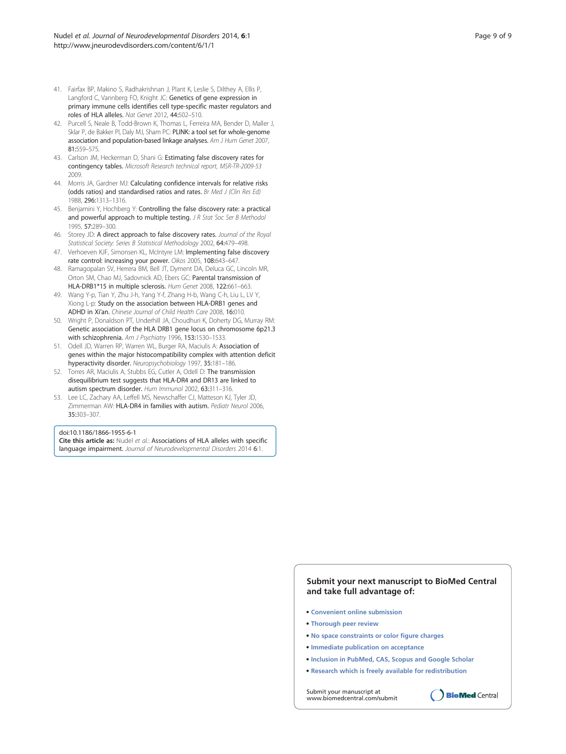41. Fairfax BP, Makino S, Radhakrishnan J, Plant K, Leslie S, Dilthey A, Ellis P, Langford C, Vannberg FO, Knight JC: **Genetics of gene expression in primary immune cells identifies cell type-specific master regulators and roles of HLA alleles.** *Nat Genet* 2012, **44:**502–510.
42. Purcell S, Neale B, Todd-Brown K, Thomas L, Ferreira MA, Bender D, Maller J, Sklar P, de Bakker PI, Daly MJ, Sham PC: **PLINK: a tool set for whole-genome association and population-based linkage analyses.** *Am J Hum Genet* 2007, **81:**559–575.
43. Carlson JM, Heckerman D, Shani G: **Estimating false discovery rates for contingency tables.** *Microsoft Research technical report, MSR-TR-2009-53* 2009.
44. Morris JA, Gardner MJ: **Calculating confidence intervals for relative risks (odds ratios) and standardised ratios and rates.** *Br Med J (Clin Res Ed)* 1988, **296:**1313–1316.
45. Benjamini Y, Hochberg Y: **Controlling the false discovery rate: a practical and powerful approach to multiple testing.** *J R Stat Soc Ser B Methodol* 1995, **57:**289–300.
46. Storey JD: **A direct approach to false discovery rates.** *Journal of the Royal Statistical Society: Series B Statistical Methodology* 2002, **64:**479–498.
47. Verhoeven KJF, Simonsen KL, McIntyre LM: **Implementing false discovery rate control: increasing your power.** *Oikos* 2005, **108:**643–647.
48. Ramagopalan SV, Herrera BM, Bell JT, Dyment DA, Deluca GC, Lincoln MR, Orton SM, Chao MJ, Sadovnick AD, Ebers GC: **Parental transmission of HLA-DRB1*15 in multiple sclerosis.** *Hum Genet* 2008, **122:**661–663.
49. Wang Y-p, Tian Y, Zhu J-h, Yang Y-f, Zhang H-b, Wang C-h, Liu L, LV Y, Xiong L-p: **Study on the association between HLA-DRB1 genes and ADHD in Xi'an.** *Chinese Journal of Child Health Care* 2008, **16:**010.
50. Wright P, Donaldson PT, Underhill JA, Choudhuri K, Doherty DG, Murray RM: **Genetic association of the HLA DRB1 gene locus on chromosome 6p21.3 with schizophrenia.** *Am J Psychiatry* 1996, **153:**1530–1533.
51. Odell JD, Warren RP, Warren WL, Burger RA, Maciulis A: **Association of genes within the major histocompatibility complex with attention deficit hyperactivity disorder.** *Neuropsychobiology* 1997, **35:**181–186.
52. Torres AR, Maciulis A, Stubbs EG, Cutler A, Odell D: **The transmission disequilibrium test suggests that HLA-DR4 and DR13 are linked to autism spectrum disorder.** *Hum Immunol* 2002, **63:**311–316.
53. Lee LC, Zachary AA, Leffell MS, Newschaffer CJ, Matteson KJ, Tyler JD, Zimmerman AW: **HLA-DR4 in families with autism.** *Pediatr Neurol* 2006, **35:**303–307.

doi:10.1186/1866-1955-6-1
**Cite this article as:** Nudel *et al.*: Associations of HLA alleles with specific language impairment. *Journal of Neurodevelopmental Disorders* 2014 **6**:1.

**Submit your next manuscript to BioMed Central and take full advantage of:**

- **Convenient online submission**
- **Thorough peer review**
- **No space constraints or color figure charges**
- **Immediate publication on acceptance**
- **Inclusion in PubMed, CAS, Scopus and Google Scholar**
- **Research which is freely available for redistribution**

Submit your manuscript at
www.biomedcentral.com/submit

BioMed Central